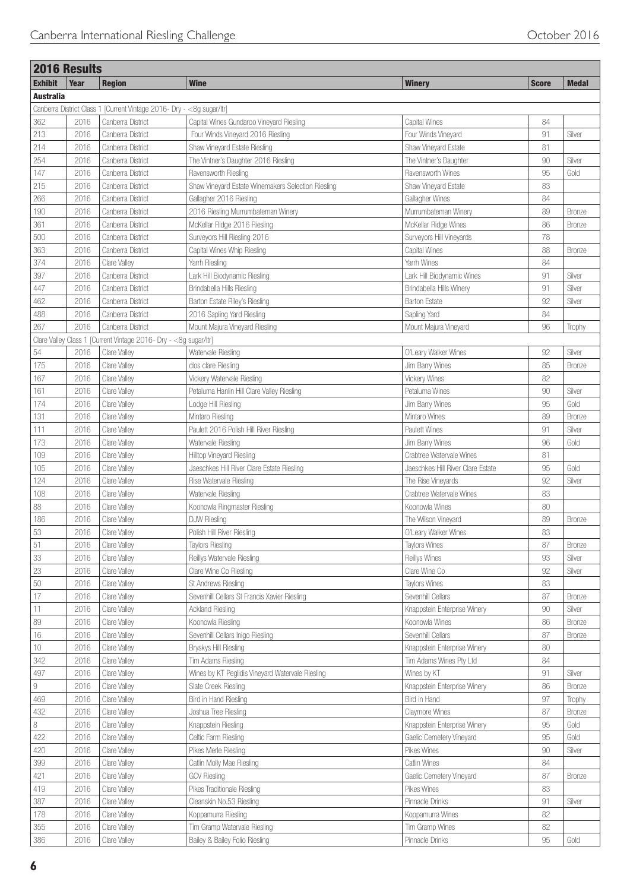## 2016 Results

| Exhibit | Year | Region | Wine | Winery | Score | Medal |
|---|---|---|---|---|---|---|
| **Australia** | | | | | | |
| Canberra District Class 1 [Current Vintage 2016- Dry - <8g sugar/ltr] | | | | | | |
| 362 | 2016 | Canberra District | Capital Wines Gundaroo Vineyard Riesling | Capital Wines | 84 | |
| 213 | 2016 | Canberra District | Four Winds Vineyard 2016 Riesling | Four Winds Vineyard | 91 | Silver |
| 214 | 2016 | Canberra District | Shaw Vineyard Estate Riesling | Shaw Vineyard Estate | 81 | |
| 254 | 2016 | Canberra District | The Vintner's Daughter 2016 Riesling | The Vintner's Daughter | 90 | Silver |
| 147 | 2016 | Canberra District | Ravensworth Riesling | Ravensworth Wines | 95 | Gold |
| 215 | 2016 | Canberra District | Shaw Vineyard Estate Winemakers Selection Riesling | Shaw Vineyard Estate | 83 | |
| 266 | 2016 | Canberra District | Gallagher 2016 Riesling | Gallagher Wines | 84 | |
| 190 | 2016 | Canberra District | 2016 Riesling Murrumbateman Winery | Murrumbateman Winery | 89 | Bronze |
| 361 | 2016 | Canberra District | McKellar Ridge 2016 Riesling | McKellar Ridge Wines | 86 | Bronze |
| 500 | 2016 | Canberra District | Surveyors Hill Riesling 2016 | Surveyors Hill Vineyards | 78 | |
| 363 | 2016 | Canberra District | Capital Wines Whip Riesling | Capital Wines | 88 | Bronze |
| 374 | 2016 | Clare Valley | Yarrh Riesling | Yarrh Wines | 84 | |
| 397 | 2016 | Canberra District | Lark Hill Biodynamic Riesling | Lark Hill Biodynamic Wines | 91 | Silver |
| 447 | 2016 | Canberra District | Brindabella Hills Riesling | Brindabella Hills Winery | 91 | Silver |
| 462 | 2016 | Canberra District | Barton Estate Riley's Riesling | Barton Estate | 92 | Silver |
| 488 | 2016 | Canberra District | 2016 Sapling Yard Riesling | Sapling Yard | 84 | |
| 267 | 2016 | Canberra District | Mount Majura Vineyard Riesling | Mount Majura Vineyard | 96 | Trophy |
| Clare Valley Class 1 [Current Vintage 2016- Dry - <8g sugar/ltr] | | | | | | |
| 54 | 2016 | Clare Valley | Watervale Riesling | O'Leary Walker Wines | 92 | Silver |
| 175 | 2016 | Clare Valley | clos clare Riesling | Jim Barry Wines | 85 | Bronze |
| 167 | 2016 | Clare Valley | Vickery Watervale Riesling | Vickery Wines | 82 | |
| 161 | 2016 | Clare Valley | Petaluma Hanlin Hill Clare Valley Riesling | Petaluma Wines | 90 | Silver |
| 174 | 2016 | Clare Valley | Lodge Hill Riesling | Jim Barry Wines | 95 | Gold |
| 131 | 2016 | Clare Valley | Mintaro Riesling | Mintaro Wines | 89 | Bronze |
| 111 | 2016 | Clare Valley | Paulett 2016 Polish Hill River Riesling | Paulett Wines | 91 | Silver |
| 173 | 2016 | Clare Valley | Watervale Riesling | Jim Barry Wines | 96 | Gold |
| 109 | 2016 | Clare Valley | Hilltop Vineyard Riesling | Crabtree Watervale Wines | 81 | |
| 105 | 2016 | Clare Valley | Jaeschkes Hill River Clare Estate Riesling | Jaeschkes Hill River Clare Estate | 95 | Gold |
| 124 | 2016 | Clare Valley | Rise Watervale Riesling | The Rise Vineyards | 92 | Silver |
| 108 | 2016 | Clare Valley | Watervale Riesling | Crabtree Watervale Wines | 83 | |
| 88 | 2016 | Clare Valley | Koonowla Ringmaster Riesling | Koonowla Wines | 80 | |
| 186 | 2016 | Clare Valley | DJW Riesling | The Wilson Vineyard | 89 | Bronze |
| 53 | 2016 | Clare Valley | Polish Hill River Riesling | O'Leary Walker Wines | 83 | |
| 51 | 2016 | Clare Valley | Taylors Riesling | Taylors Wines | 87 | Bronze |
| 33 | 2016 | Clare Valley | Reillys Watervale Riesling | Reillys Wines | 93 | Silver |
| 23 | 2016 | Clare Valley | Clare Wine Co Riesling | Clare Wine Co | 92 | Silver |
| 50 | 2016 | Clare Valley | St Andrews Riesling | Taylors Wines | 83 | |
| 17 | 2016 | Clare Valley | Sevenhill Cellars St Francis Xavier Riesling | Sevenhill Cellars | 87 | Bronze |
| 11 | 2016 | Clare Valley | Ackland Riesling | Knappstein Enterprise Winery | 90 | Silver |
| 89 | 2016 | Clare Valley | Koonowla Riesling | Koonowla Wines | 86 | Bronze |
| 16 | 2016 | Clare Valley | Sevenhill Cellars Inigo Riesling | Sevenhill Cellars | 87 | Bronze |
| 10 | 2016 | Clare Valley | Bryskys Hill Riesling | Knappstein Enterprise Winery | 80 | |
| 342 | 2016 | Clare Valley | Tim Adams Riesling | Tim Adams Wines Pty Ltd | 84 | |
| 497 | 2016 | Clare Valley | Wines by KT Peglidis Vineyard Watervale Riesling | Wines by KT | 91 | Silver |
| 9 | 2016 | Clare Valley | Slate Creek Riesling | Knappstein Enterprise Winery | 86 | Bronze |
| 469 | 2016 | Clare Valley | Bird in Hand Riesling | Bird in Hand | 97 | Trophy |
| 432 | 2016 | Clare Valley | Joshua Tree Riesling | Claymore Wines | 87 | Bronze |
| 8 | 2016 | Clare Valley | Knappstein Riesling | Knappstein Enterprise Winery | 95 | Gold |
| 422 | 2016 | Clare Valley | Celtic Farm Riesling | Gaelic Cemetery Vineyard | 95 | Gold |
| 420 | 2016 | Clare Valley | Pikes Merle Riesling | Pikes Wines | 90 | Silver |
| 399 | 2016 | Clare Valley | Catlin Molly Mae Riesling | Catlin Wines | 84 | |
| 421 | 2016 | Clare Valley | GCV Riesling | Gaelic Cemetery Vineyard | 87 | Bronze |
| 419 | 2016 | Clare Valley | Pikes Traditionale Riesling | Pikes Wines | 83 | |
| 387 | 2016 | Clare Valley | Cleanskin No.53 Riesling | Pinnacle Drinks | 91 | Silver |
| 178 | 2016 | Clare Valley | Koppamurra Riesling | Koppamurra Wines | 82 | |
| 355 | 2016 | Clare Valley | Tim Gramp Watervale Riesling | Tim Gramp Wines | 82 | |
| 386 | 2016 | Clare Valley | Bailey & Bailey Folio Riesling | Pinnacle Drinks | 95 | Gold |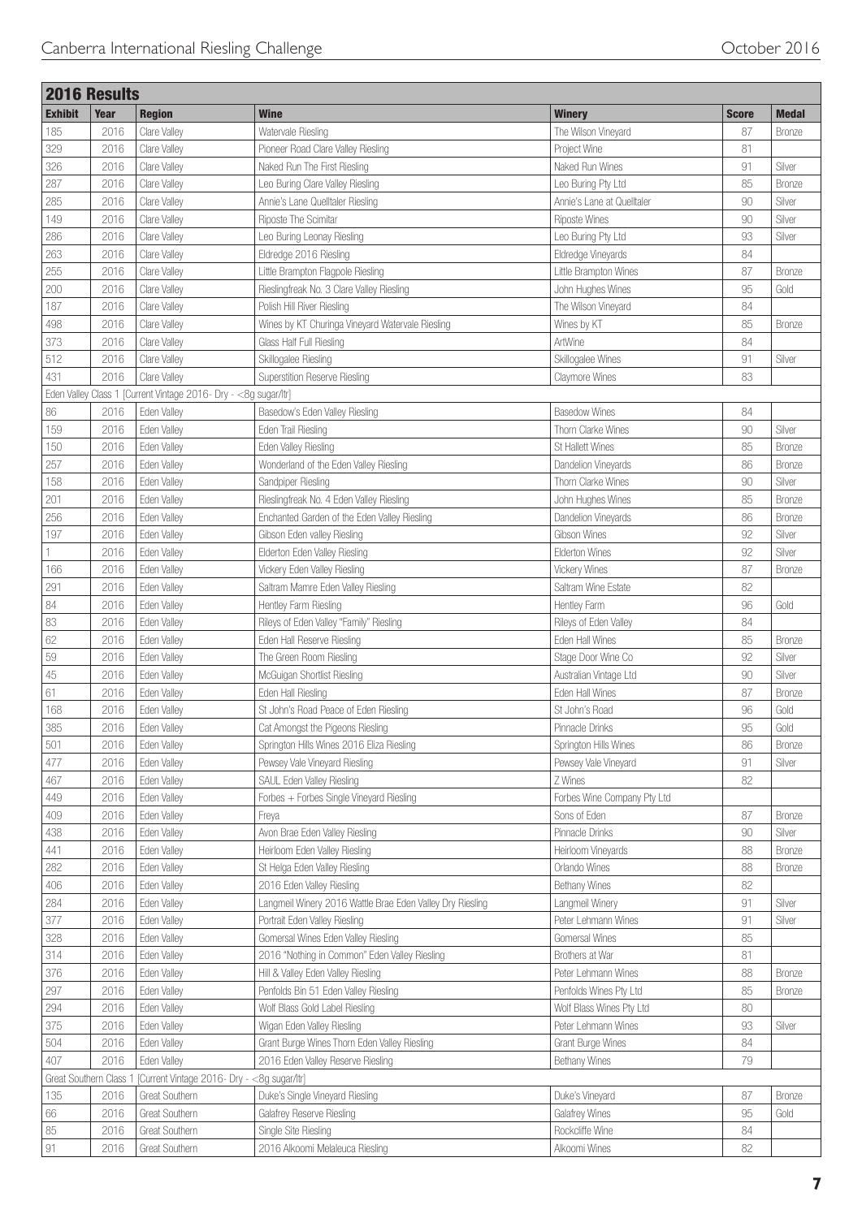## 2016 Results

| Exhibit | Year | Region | Wine | Winery | Score | Medal |
|---|---|---|---|---|---|---|
| 185 | 2016 | Clare Valley | Watervale Riesling | The Wilson Vineyard | 87 | Bronze |
| 329 | 2016 | Clare Valley | Pioneer Road Clare Valley Riesling | Project Wine | 81 | |
| 326 | 2016 | Clare Valley | Naked Run The First Riesling | Naked Run Wines | 91 | Silver |
| 287 | 2016 | Clare Valley | Leo Buring Clare Valley Riesling | Leo Buring Pty Ltd | 85 | Bronze |
| 285 | 2016 | Clare Valley | Annie's Lane Quelltaler Riesling | Annie's Lane at Quelltaler | 90 | Silver |
| 149 | 2016 | Clare Valley | Riposte The Scimitar | Riposte Wines | 90 | Silver |
| 286 | 2016 | Clare Valley | Leo Buring Leonay Riesling | Leo Buring Pty Ltd | 93 | Silver |
| 263 | 2016 | Clare Valley | Eldredge 2016 Riesling | Eldredge Vineyards | 84 | |
| 255 | 2016 | Clare Valley | Little Brampton Flagpole Riesling | Little Brampton Wines | 87 | Bronze |
| 200 | 2016 | Clare Valley | Rieslingfreak No. 3 Clare Valley Riesling | John Hughes Wines | 95 | Gold |
| 187 | 2016 | Clare Valley | Polish Hill River Riesling | The Wilson Vineyard | 84 | |
| 498 | 2016 | Clare Valley | Wines by KT Churinga Vineyard Watervale Riesling | Wines by KT | 85 | Bronze |
| 373 | 2016 | Clare Valley | Glass Half Full Riesling | ArtWine | 84 | |
| 512 | 2016 | Clare Valley | Skillogalee Riesling | Skillogalee Wines | 91 | Silver |
| 431 | 2016 | Clare Valley | Superstition Reserve Riesling | Claymore Wines | 83 | |
| Eden Valley Class 1 [Current Vintage 2016- Dry - <8g sugar/ltr] | | | | | | |
| 86 | 2016 | Eden Valley | Basedow's Eden Valley Riesling | Basedow Wines | 84 | |
| 159 | 2016 | Eden Valley | Eden Trail Riesling | Thorn Clarke Wines | 90 | Silver |
| 150 | 2016 | Eden Valley | Eden Valley Riesling | St Hallett Wines | 85 | Bronze |
| 257 | 2016 | Eden Valley | Wonderland of the Eden Valley Riesling | Dandelion Vineyards | 86 | Bronze |
| 158 | 2016 | Eden Valley | Sandpiper Riesling | Thorn Clarke Wines | 90 | Silver |
| 201 | 2016 | Eden Valley | Rieslingfreak No. 4 Eden Valley Riesling | John Hughes Wines | 85 | Bronze |
| 256 | 2016 | Eden Valley | Enchanted Garden of the Eden Valley Riesling | Dandelion Vineyards | 86 | Bronze |
| 197 | 2016 | Eden Valley | Gibson Eden valley Riesling | Gibson Wines | 92 | Silver |
| 1 | 2016 | Eden Valley | Elderton Eden Valley Riesling | Elderton Wines | 92 | Silver |
| 166 | 2016 | Eden Valley | Vickery Eden Valley Riesling | Vickery Wines | 87 | Bronze |
| 291 | 2016 | Eden Valley | Saltram Mamre Eden Valley Riesling | Saltram Wine Estate | 82 | |
| 84 | 2016 | Eden Valley | Hentley Farm Riesling | Hentley Farm | 96 | Gold |
| 83 | 2016 | Eden Valley | Rileys of Eden Valley "Family" Riesling | Rileys of Eden Valley | 84 | |
| 62 | 2016 | Eden Valley | Eden Hall Reserve Riesling | Eden Hall Wines | 85 | Bronze |
| 59 | 2016 | Eden Valley | The Green Room Riesling | Stage Door Wine Co | 92 | Silver |
| 45 | 2016 | Eden Valley | McGuigan Shortlist Riesling | Australian Vintage Ltd | 90 | Silver |
| 61 | 2016 | Eden Valley | Eden Hall Riesling | Eden Hall Wines | 87 | Bronze |
| 168 | 2016 | Eden Valley | St John's Road Peace of Eden Riesling | St John's Road | 96 | Gold |
| 385 | 2016 | Eden Valley | Cat Amongst the Pigeons Riesling | Pinnacle Drinks | 95 | Gold |
| 501 | 2016 | Eden Valley | Springton Hills Wines 2016 Eliza Riesling | Springton Hills Wines | 86 | Bronze |
| 477 | 2016 | Eden Valley | Pewsey Vale Vineyard Riesling | Pewsey Vale Vineyard | 91 | Silver |
| 467 | 2016 | Eden Valley | SAUL Eden Valley Riesling | Z Wines | 82 | |
| 449 | 2016 | Eden Valley | Forbes + Forbes Single Vineyard Riesling | Forbes Wine Company Pty Ltd | | |
| 409 | 2016 | Eden Valley | Freya | Sons of Eden | 87 | Bronze |
| 438 | 2016 | Eden Valley | Avon Brae Eden Valley Riesling | Pinnacle Drinks | 90 | Silver |
| 441 | 2016 | Eden Valley | Heirloom Eden Valley Riesling | Heirloom Vineyards | 88 | Bronze |
| 282 | 2016 | Eden Valley | St Helga Eden Valley Riesling | Orlando Wines | 88 | Bronze |
| 406 | 2016 | Eden Valley | 2016 Eden Valley Riesling | Bethany Wines | 82 | |
| 284 | 2016 | Eden Valley | Langmeil Winery 2016 Wattle Brae Eden Valley Dry Riesling | Langmeil Winery | 91 | Silver |
| 377 | 2016 | Eden Valley | Portrait Eden Valley Riesling | Peter Lehmann Wines | 91 | Silver |
| 328 | 2016 | Eden Valley | Gomersal Wines Eden Valley Riesling | Gomersal Wines | 85 | |
| 314 | 2016 | Eden Valley | 2016 "Nothing in Common" Eden Valley Riesling | Brothers at War | 81 | |
| 376 | 2016 | Eden Valley | Hill & Valley Eden Valley Riesling | Peter Lehmann Wines | 88 | Bronze |
| 297 | 2016 | Eden Valley | Penfolds Bin 51 Eden Valley Riesling | Penfolds Wines Pty Ltd | 85 | Bronze |
| 294 | 2016 | Eden Valley | Wolf Blass Gold Label Riesling | Wolf Blass Wines Pty Ltd | 80 | |
| 375 | 2016 | Eden Valley | Wigan Eden Valley Riesling | Peter Lehmann Wines | 93 | Silver |
| 504 | 2016 | Eden Valley | Grant Burge Wines Thorn Eden Valley Riesling | Grant Burge Wines | 84 | |
| 407 | 2016 | Eden Valley | 2016 Eden Valley Reserve Riesling | Bethany Wines | 79 | |
| Great Southern Class 1 [Current Vintage 2016- Dry - <8g sugar/ltr] | | | | | | |
| 135 | 2016 | Great Southern | Duke's Single Vineyard Riesling | Duke's Vineyard | 87 | Bronze |
| 66 | 2016 | Great Southern | Galafrey Reserve Riesling | Galafrey Wines | 95 | Gold |
| 85 | 2016 | Great Southern | Single Site Riesling | Rockcliffe Wine | 84 | |
| 91 | 2016 | Great Southern | 2016 Alkoomi Melaleuca Riesling | Alkoomi Wines | 82 | |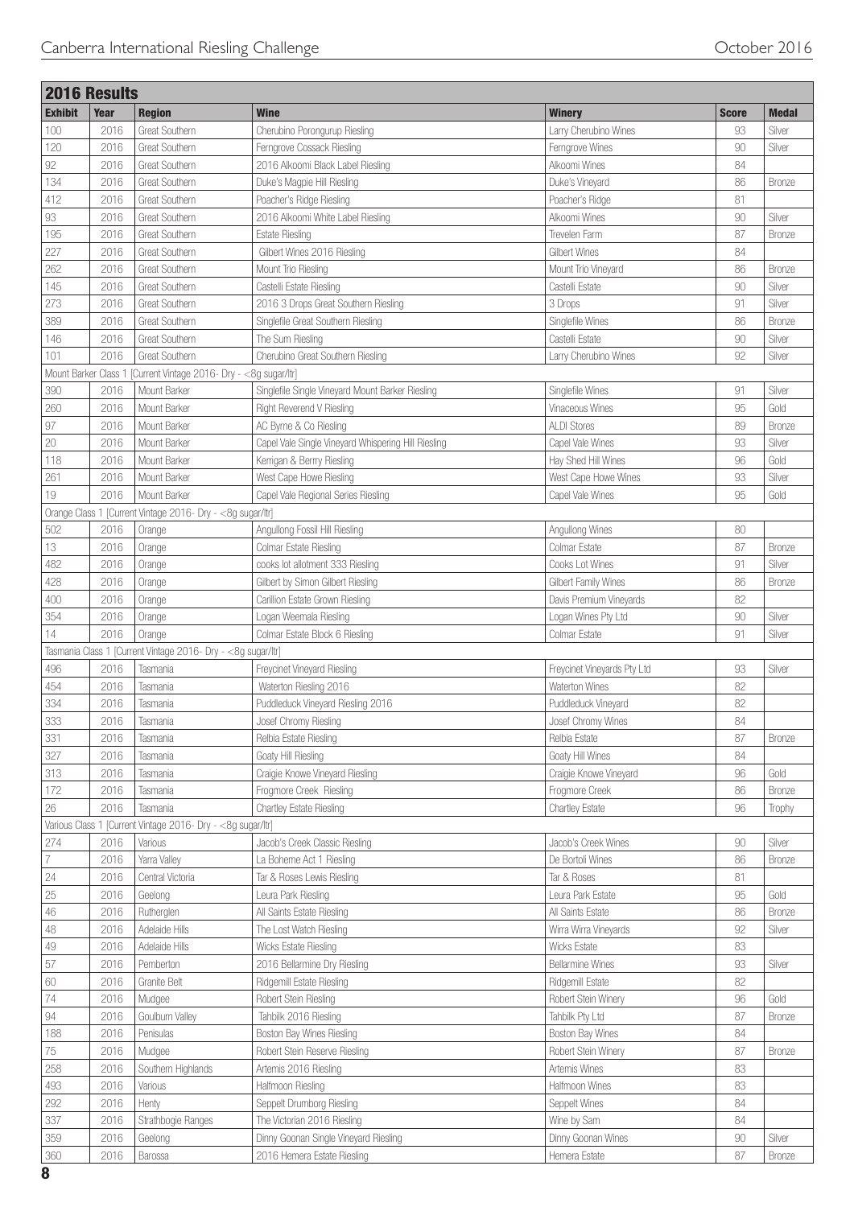## 2016 Results

| Exhibit | Year | Region | Wine | Winery | Score | Medal |
|---|---|---|---|---|---|---|
| 100 | 2016 | Great Southern | Cherubino Porongurup Riesling | Larry Cherubino Wines | 93 | Silver |
| 120 | 2016 | Great Southern | Ferngrove Cossack Riesling | Ferngrove Wines | 90 | Silver |
| 92 | 2016 | Great Southern | 2016 Alkoomi Black Label Riesling | Alkoomi Wines | 84 | |
| 134 | 2016 | Great Southern | Duke's Magpie Hill Riesling | Duke's Vineyard | 86 | Bronze |
| 412 | 2016 | Great Southern | Poacher's Ridge Riesling | Poacher's Ridge | 81 | |
| 93 | 2016 | Great Southern | 2016 Alkoomi White Label Riesling | Alkoomi Wines | 90 | Silver |
| 195 | 2016 | Great Southern | Estate Riesling | Trevelen Farm | 87 | Bronze |
| 227 | 2016 | Great Southern | Gilbert Wines 2016 Riesling | Gilbert Wines | 84 | |
| 262 | 2016 | Great Southern | Mount Trio Riesling | Mount Trio Vineyard | 86 | Bronze |
| 145 | 2016 | Great Southern | Castelli Estate Riesling | Castelli Estate | 90 | Silver |
| 273 | 2016 | Great Southern | 2016 3 Drops Great Southern Riesling | 3 Drops | 91 | Silver |
| 389 | 2016 | Great Southern | Singlefile Great Southern Riesling | Singlefile Wines | 86 | Bronze |
| 146 | 2016 | Great Southern | The Sum Riesling | Castelli Estate | 90 | Silver |
| 101 | 2016 | Great Southern | Cherubino Great Southern Riesling | Larry Cherubino Wines | 92 | Silver |
| Mount Barker Class 1 [Current Vintage 2016- Dry - <8g sugar/ltr] | | | | | | |
| 390 | 2016 | Mount Barker | Singlefile Single Vineyard Mount Barker Riesling | Singlefile Wines | 91 | Silver |
| 260 | 2016 | Mount Barker | Right Reverend V Riesling | Vinaceous Wines | 95 | Gold |
| 97 | 2016 | Mount Barker | AC Byrne & Co Riesling | ALDI Stores | 89 | Bronze |
| 20 | 2016 | Mount Barker | Capel Vale Single Vineyard Whispering Hill Riesling | Capel Vale Wines | 93 | Silver |
| 118 | 2016 | Mount Barker | Kerrigan & Berrry Riesling | Hay Shed Hill Wines | 96 | Gold |
| 261 | 2016 | Mount Barker | West Cape Howe Riesling | West Cape Howe Wines | 93 | Silver |
| 19 | 2016 | Mount Barker | Capel Vale Regional Series Riesling | Capel Vale Wines | 95 | Gold |
| Orange Class 1 [Current Vintage 2016- Dry - <8g sugar/ltr] | | | | | | |
| 502 | 2016 | Orange | Angullong Fossil Hill Riesling | Angullong Wines | 80 | |
| 13 | 2016 | Orange | Colmar Estate Riesling | Colmar Estate | 87 | Bronze |
| 482 | 2016 | Orange | cooks lot allotment 333 Riesling | Cooks Lot Wines | 91 | Silver |
| 428 | 2016 | Orange | Gilbert by Simon Gilbert Riesling | Gilbert Family Wines | 86 | Bronze |
| 400 | 2016 | Orange | Carillion Estate Grown Riesling | Davis Premium Vineyards | 82 | |
| 354 | 2016 | Orange | Logan Weemala Riesling | Logan Wines Pty Ltd | 90 | Silver |
| 14 | 2016 | Orange | Colmar Estate Block 6 Riesling | Colmar Estate | 91 | Silver |
| Tasmania Class 1 [Current Vintage 2016- Dry - <8g sugar/ltr] | | | | | | |
| 496 | 2016 | Tasmania | Freycinet Vineyard Riesling | Freycinet Vineyards Pty Ltd | 93 | Silver |
| 454 | 2016 | Tasmania | Waterton Riesling 2016 | Waterton Wines | 82 | |
| 334 | 2016 | Tasmania | Puddleduck Vineyard Riesling 2016 | Puddleduck Vineyard | 82 | |
| 333 | 2016 | Tasmania | Josef Chromy Riesling | Josef Chromy Wines | 84 | |
| 331 | 2016 | Tasmania | Relbia Estate Riesling | Relbia Estate | 87 | Bronze |
| 327 | 2016 | Tasmania | Goaty Hill Riesling | Goaty Hill Wines | 84 | |
| 313 | 2016 | Tasmania | Craigie Knowe Vineyard Riesling | Craigie Knowe Vineyard | 96 | Gold |
| 172 | 2016 | Tasmania | Frogmore Creek Riesling | Frogmore Creek | 86 | Bronze |
| 26 | 2016 | Tasmania | Chartley Estate Riesling | Chartley Estate | 96 | Trophy |
| Various Class 1 [Current Vintage 2016- Dry - <8g sugar/ltr] | | | | | | |
| 274 | 2016 | Various | Jacob's Creek Classic Riesling | Jacob's Creek Wines | 90 | Silver |
| 7 | 2016 | Yarra Valley | La Boheme Act 1 Riesling | De Bortoli Wines | 86 | Bronze |
| 24 | 2016 | Central Victoria | Tar & Roses Lewis Riesling | Tar & Roses | 81 | |
| 25 | 2016 | Geelong | Leura Park Riesling | Leura Park Estate | 95 | Gold |
| 46 | 2016 | Rutherglen | All Saints Estate Riesling | All Saints Estate | 86 | Bronze |
| 48 | 2016 | Adelaide Hills | The Lost Watch Riesling | Wirra Wirra Vineyards | 92 | Silver |
| 49 | 2016 | Adelaide Hills | Wicks Estate Riesling | Wicks Estate | 83 | |
| 57 | 2016 | Pemberton | 2016 Bellarmine Dry Riesling | Bellarmine Wines | 93 | Silver |
| 60 | 2016 | Granite Belt | Ridgemill Estate Riesling | Ridgemill Estate | 82 | |
| 74 | 2016 | Mudgee | Robert Stein Riesling | Robert Stein Winery | 96 | Gold |
| 94 | 2016 | Goulburn Valley | Tahbilk 2016 Riesling | Tahbilk Pty Ltd | 87 | Bronze |
| 188 | 2016 | Penisulas | Boston Bay Wines Riesling | Boston Bay Wines | 84 | |
| 75 | 2016 | Mudgee | Robert Stein Reserve Riesling | Robert Stein Winery | 87 | Bronze |
| 258 | 2016 | Southern Highlands | Artemis 2016 Riesling | Artemis Wines | 83 | |
| 493 | 2016 | Various | Halfmoon Riesling | Halfmoon Wines | 83 | |
| 292 | 2016 | Henty | Seppelt Drumborg Riesling | Seppelt Wines | 84 | |
| 337 | 2016 | Strathbogie Ranges | The Victorian 2016 Riesling | Wine by Sam | 84 | |
| 359 | 2016 | Geelong | Dinny Goonan Single Vineyard Riesling | Dinny Goonan Wines | 90 | Silver |
| 360 | 2016 | Barossa | 2016 Hemera Estate Riesling | Hemera Estate | 87 | Bronze |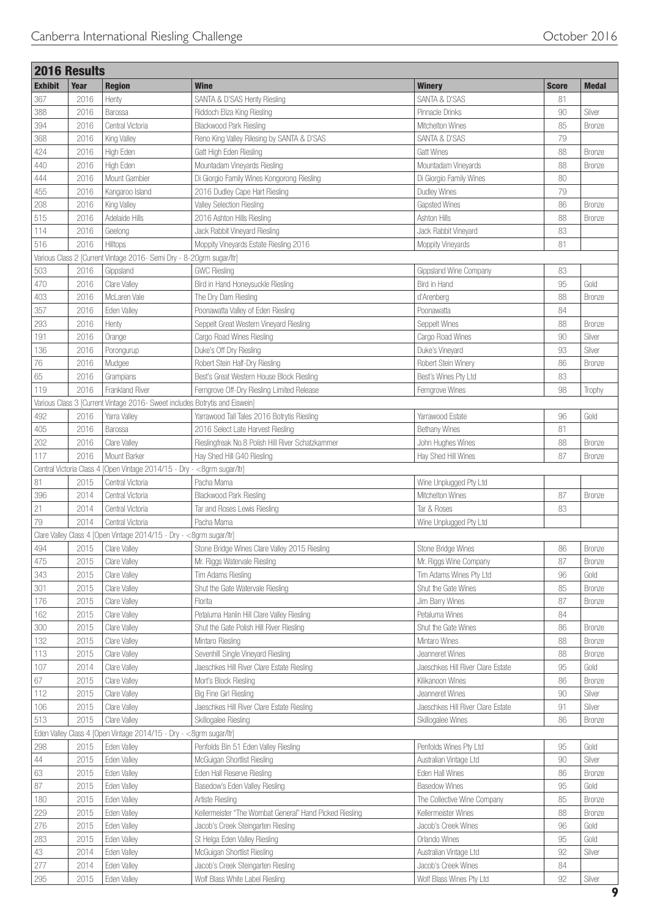## 2016 Results

| Exhibit | Year | Region | Wine | Winery | Score | Medal |
|---|---|---|---|---|---|---|
| 367 | 2016 | Henty | SANTA & D'SAS Henty Riesling | SANTA & D'SAS | 81 | |
| 388 | 2016 | Barossa | Riddoch Eliza King Riesling | Pinnacle Drinks | 90 | Silver |
| 394 | 2016 | Central Victoria | Blackwood Park Riesling | Mitchelton Wines | 85 | Bronze |
| 368 | 2016 | King Valley | Reno King Valley Rilesing by SANTA & D'SAS | SANTA & D'SAS | 79 | |
| 424 | 2016 | High Eden | Gatt High Eden Riesling | Gatt Wines | 88 | Bronze |
| 440 | 2016 | High Eden | Mountadam Vineyards Riesling | Mountadam Vineyards | 88 | Bronze |
| 444 | 2016 | Mount Gambier | Di Giorgio Family Wines Kongorong Riesling | Di Giorgio Family Wines | 80 | |
| 455 | 2016 | Kangaroo Island | 2016 Dudley Cape Hart Riesling | Dudley Wines | 79 | |
| 208 | 2016 | King Valley | Valley Selection Riesling | Gapsted Wines | 86 | Bronze |
| 515 | 2016 | Adelaide Hills | 2016 Ashton Hills Riesling | Ashton Hills | 88 | Bronze |
| 114 | 2016 | Geelong | Jack Rabbit Vineyard Riesling | Jack Rabbit Vineyard | 83 | |
| 516 | 2016 | Hilltops | Moppity Vineyards Estate Riesling 2016 | Moppity Vineyards | 81 | |
| Various Class 2 [Current Vintage 2016- Semi Dry - 8-20grm sugar/ltr] | | | | | | |
| 503 | 2016 | Gippsland | GWC Riesling | Gippsland Wine Company | 83 | |
| 470 | 2016 | Clare Valley | Bird in Hand Honeysuckle Riesling | Bird in Hand | 95 | Gold |
| 403 | 2016 | McLaren Vale | The Dry Dam Riesling | d'Arenberg | 88 | Bronze |
| 357 | 2016 | Eden Valley | Poonawatta Valley of Eden Riesling | Poonawatta | 84 | |
| 293 | 2016 | Henty | Seppelt Great Western Vineyard Riesling | Seppelt Wines | 88 | Bronze |
| 191 | 2016 | Orange | Cargo Road Wines Riesling | Cargo Road Wines | 90 | Silver |
| 136 | 2016 | Porongurup | Duke's Off Dry Riesling | Duke's Vineyard | 93 | Silver |
| 76 | 2016 | Mudgee | Robert Stein Half-Dry Riesling | Robert Stein Winery | 86 | Bronze |
| 65 | 2016 | Grampians | Best's Great Western House Block Riesling | Best's Wines Pty Ltd | 83 | |
| 119 | 2016 | Frankland River | Ferngrove Off-Dry Riesling Limited Release | Ferngrove Wines | 98 | Trophy |
| Various Class 3 [Current Vintage 2016- Sweet includes Botrytis and Eiswein] | | | | | | |
| 492 | 2016 | Yarra Valley | Yarrawood Tall Tales 2016 Botrytis Riesling | Yarrawood Estate | 96 | Gold |
| 405 | 2016 | Barossa | 2016 Select Late Harvest Riesling | Bethany Wines | 81 | |
| 202 | 2016 | Clare Valley | Rieslingfreak No.8 Polish Hill River Schatzkammer | John Hughes Wines | 88 | Bronze |
| 117 | 2016 | Mount Barker | Hay Shed Hill G40 Riesling | Hay Shed Hill Wines | 87 | Bronze |
| Central Victoria Class 4 [Open Vintage 2014/15 - Dry - <8grm sugar/ltr] | | | | | | |
| 81 | 2015 | Central Victoria | Pacha Mama | Wine Unplugged Pty Ltd | | |
| 396 | 2014 | Central Victoria | Blackwood Park Riesling | Mitchelton Wines | 87 | Bronze |
| 21 | 2014 | Central Victoria | Tar and Roses Lewis Riesling | Tar & Roses | 83 | |
| 79 | 2014 | Central Victoria | Pacha Mama | Wine Unplugged Pty Ltd | | |
| Clare Valley Class 4 [Open Vintage 2014/15 - Dry - <8grm sugar/ltr] | | | | | | |
| 494 | 2015 | Clare Valley | Stone Bridge Wines Clare Valley 2015 Riesling | Stone Bridge Wines | 86 | Bronze |
| 475 | 2015 | Clare Valley | Mr. Riggs Watervale Riesling | Mr. Riggs Wine Company | 87 | Bronze |
| 343 | 2015 | Clare Valley | Tim Adams Riesling | Tim Adams Wines Pty Ltd | 96 | Gold |
| 301 | 2015 | Clare Valley | Shut the Gate Watervale Riesling | Shut the Gate Wines | 85 | Bronze |
| 176 | 2015 | Clare Valley | Florita | Jim Barry Wines | 87 | Bronze |
| 162 | 2015 | Clare Valley | Petaluma Hanlin Hill Clare Valley Riesling | Petaluma Wines | 84 | |
| 300 | 2015 | Clare Valley | Shut the Gate Polish Hill River Riesling | Shut the Gate Wines | 86 | Bronze |
| 132 | 2015 | Clare Valley | Mintaro Riesling | Mintaro Wines | 88 | Bronze |
| 113 | 2015 | Clare Valley | Sevenhill Single Vineyard Riesling | Jeanneret Wines | 88 | Bronze |
| 107 | 2014 | Clare Valley | Jaeschkes Hill River Clare Estate Riesling | Jaeschkes Hill River Clare Estate | 95 | Gold |
| 67 | 2015 | Clare Valley | Mort's Block Riesling | Kilikanoon Wines | 86 | Bronze |
| 112 | 2015 | Clare Valley | Big Fine Girl Riesling | Jeanneret Wines | 90 | Silver |
| 106 | 2015 | Clare Valley | Jaeschkes Hill River Clare Estate Riesling | Jaeschkes Hill River Clare Estate | 91 | Silver |
| 513 | 2015 | Clare Valley | Skillogalee Riesling | Skillogalee Wines | 86 | Bronze |
| Eden Valley Class 4 [Open Vintage 2014/15 - Dry - <8grm sugar/ltr] | | | | | | |
| 298 | 2015 | Eden Valley | Penfolds Bin 51 Eden Valley Riesling | Penfolds Wines Pty Ltd | 95 | Gold |
| 44 | 2015 | Eden Valley | McGuigan Shortlist Riesling | Australian Vintage Ltd | 90 | Silver |
| 63 | 2015 | Eden Valley | Eden Hall Reserve Riesling | Eden Hall Wines | 86 | Bronze |
| 87 | 2015 | Eden Valley | Basedow's Eden Valley Riesling | Basedow Wines | 95 | Gold |
| 180 | 2015 | Eden Valley | Artiste Riesling | The Collective Wine Company | 85 | Bronze |
| 229 | 2015 | Eden Valley | Kellermeister "The Wombat General" Hand Picked Riesling | Kellermeister Wines | 88 | Bronze |
| 276 | 2015 | Eden Valley | Jacob's Creek Steingarten Riesling | Jacob's Creek Wines | 96 | Gold |
| 283 | 2015 | Eden Valley | St Helga Eden Valley Riesling | Orlando Wines | 95 | Gold |
| 43 | 2014 | Eden Valley | McGuigan Shortlist Riesling | Australian Vintage Ltd | 92 | Silver |
| 277 | 2014 | Eden Valley | Jacob's Creek Steingarten Riesling | Jacob's Creek Wines | 84 | |
| 295 | 2015 | Eden Valley | Wolf Blass White Label Riesling | Wolf Blass Wines Pty Ltd | 92 | Silver |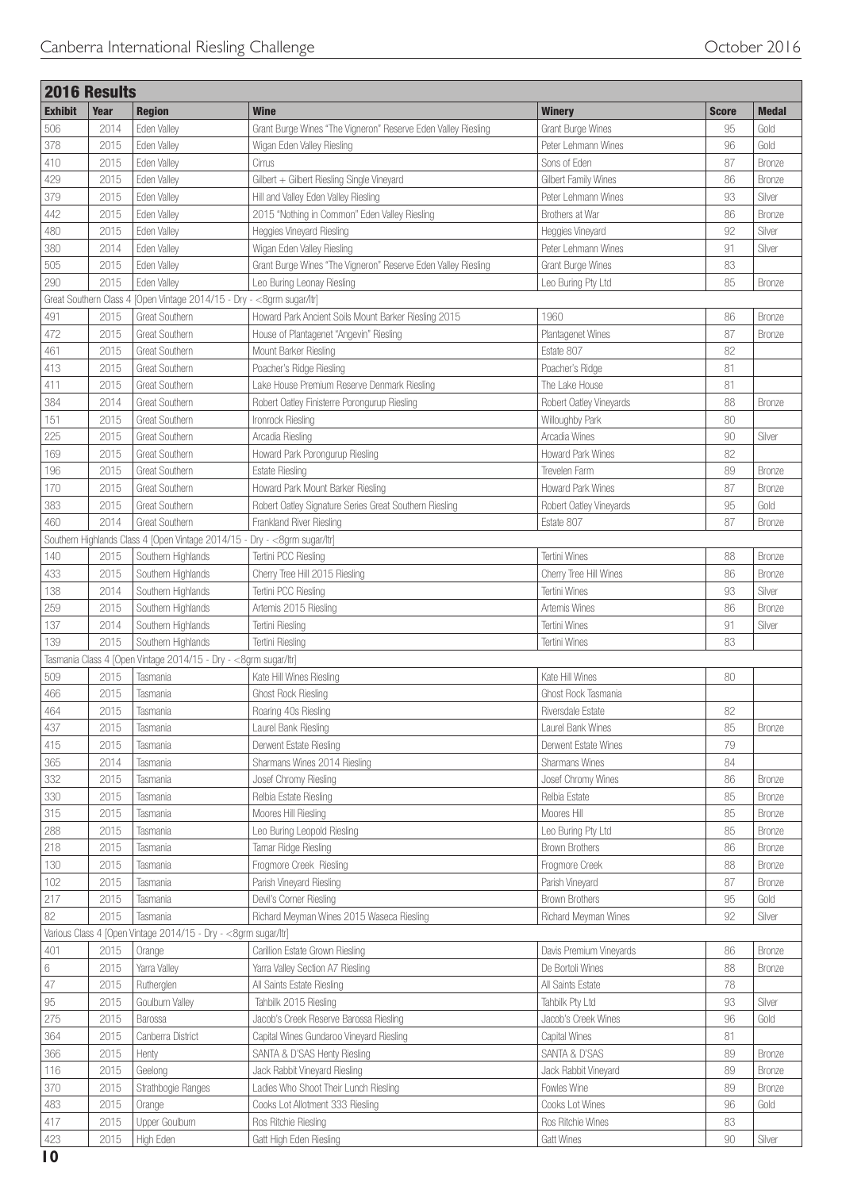## 2016 Results

| Exhibit | Year | Region | Wine | Winery | Score | Medal |
|---|---|---|---|---|---|---|
| 506 | 2014 | Eden Valley | Grant Burge Wines "The Vigneron" Reserve Eden Valley Riesling | Grant Burge Wines | 95 | Gold |
| 378 | 2015 | Eden Valley | Wigan Eden Valley Riesling | Peter Lehmann Wines | 96 | Gold |
| 410 | 2015 | Eden Valley | Cirrus | Sons of Eden | 87 | Bronze |
| 429 | 2015 | Eden Valley | Gilbert + Gilbert Riesling Single Vineyard | Gilbert Family Wines | 86 | Bronze |
| 379 | 2015 | Eden Valley | Hill and Valley Eden Valley Riesling | Peter Lehmann Wines | 93 | Silver |
| 442 | 2015 | Eden Valley | 2015 "Nothing in Common" Eden Valley Riesling | Brothers at War | 86 | Bronze |
| 480 | 2015 | Eden Valley | Heggies Vineyard Riesling | Heggies Vineyard | 92 | Silver |
| 380 | 2014 | Eden Valley | Wigan Eden Valley Riesling | Peter Lehmann Wines | 91 | Silver |
| 505 | 2015 | Eden Valley | Grant Burge Wines "The Vigneron" Reserve Eden Valley Riesling | Grant Burge Wines | 83 | |
| 290 | 2015 | Eden Valley | Leo Buring Leonay Riesling | Leo Buring Pty Ltd | 85 | Bronze |
| Great Southern Class 4 [Open Vintage 2014/15 - Dry - <8grm sugar/ltr] | | | | | | |
| 491 | 2015 | Great Southern | Howard Park Ancient Soils Mount Barker Riesling 2015 | 1960 | 86 | Bronze |
| 472 | 2015 | Great Southern | House of Plantagenet "Angevin" Riesling | Plantagenet Wines | 87 | Bronze |
| 461 | 2015 | Great Southern | Mount Barker Riesling | Estate 807 | 82 | |
| 413 | 2015 | Great Southern | Poacher's Ridge Riesling | Poacher's Ridge | 81 | |
| 411 | 2015 | Great Southern | Lake House Premium Reserve Denmark Riesling | The Lake House | 81 | |
| 384 | 2014 | Great Southern | Robert Oatley Finisterre Porongurup Riesling | Robert Oatley Vineyards | 88 | Bronze |
| 151 | 2015 | Great Southern | Ironrock Riesling | Willoughby Park | 80 | |
| 225 | 2015 | Great Southern | Arcadia Riesling | Arcadia Wines | 90 | Silver |
| 169 | 2015 | Great Southern | Howard Park Porongurup Riesling | Howard Park Wines | 82 | |
| 196 | 2015 | Great Southern | Estate Riesling | Trevelen Farm | 89 | Bronze |
| 170 | 2015 | Great Southern | Howard Park Mount Barker Riesling | Howard Park Wines | 87 | Bronze |
| 383 | 2015 | Great Southern | Robert Oatley Signature Series Great Southern Riesling | Robert Oatley Vineyards | 95 | Gold |
| 460 | 2014 | Great Southern | Frankland River Riesling | Estate 807 | 87 | Bronze |
| Southern Highlands Class 4 [Open Vintage 2014/15 - Dry - <8grm sugar/ltr] | | | | | | |
| 140 | 2015 | Southern Highlands | Tertini PCC Riesling | Tertini Wines | 88 | Bronze |
| 433 | 2015 | Southern Highlands | Cherry Tree Hill 2015 Riesling | Cherry Tree Hill Wines | 86 | Bronze |
| 138 | 2014 | Southern Highlands | Tertini PCC Riesling | Tertini Wines | 93 | Silver |
| 259 | 2015 | Southern Highlands | Artemis 2015 Riesling | Artemis Wines | 86 | Bronze |
| 137 | 2014 | Southern Highlands | Tertini Riesling | Tertini Wines | 91 | Silver |
| 139 | 2015 | Southern Highlands | Tertini Riesling | Tertini Wines | 83 | |
| Tasmania Class 4 [Open Vintage 2014/15 - Dry - <8grm sugar/ltr] | | | | | | |
| 509 | 2015 | Tasmania | Kate Hill Wines Riesling | Kate Hill Wines | 80 | |
| 466 | 2015 | Tasmania | Ghost Rock Riesling | Ghost Rock Tasmania | | |
| 464 | 2015 | Tasmania | Roaring 40s Riesling | Riversdale Estate | 82 | |
| 437 | 2015 | Tasmania | Laurel Bank Riesling | Laurel Bank Wines | 85 | Bronze |
| 415 | 2015 | Tasmania | Derwent Estate Riesling | Derwent Estate Wines | 79 | |
| 365 | 2014 | Tasmania | Sharmans Wines 2014 Riesling | Sharmans Wines | 84 | |
| 332 | 2015 | Tasmania | Josef Chromy Riesling | Josef Chromy Wines | 86 | Bronze |
| 330 | 2015 | Tasmania | Relbia Estate Riesling | Relbia Estate | 85 | Bronze |
| 315 | 2015 | Tasmania | Moores Hill Riesling | Moores Hill | 85 | Bronze |
| 288 | 2015 | Tasmania | Leo Buring Leopold Riesling | Leo Buring Pty Ltd | 85 | Bronze |
| 218 | 2015 | Tasmania | Tamar Ridge Riesling | Brown Brothers | 86 | Bronze |
| 130 | 2015 | Tasmania | Frogmore Creek Riesling | Frogmore Creek | 88 | Bronze |
| 102 | 2015 | Tasmania | Parish Vineyard Riesling | Parish Vineyard | 87 | Bronze |
| 217 | 2015 | Tasmania | Devil's Corner Riesling | Brown Brothers | 95 | Gold |
| 82 | 2015 | Tasmania | Richard Meyman Wines 2015 Waseca Riesling | Richard Meyman Wines | 92 | Silver |
| Various Class 4 [Open Vintage 2014/15 - Dry - <8grm sugar/ltr] | | | | | | |
| 401 | 2015 | Orange | Carillion Estate Grown Riesling | Davis Premium Vineyards | 86 | Bronze |
| 6 | 2015 | Yarra Valley | Yarra Valley Section A7 Riesling | De Bortoli Wines | 88 | Bronze |
| 47 | 2015 | Rutherglen | All Saints Estate Riesling | All Saints Estate | 78 | |
| 95 | 2015 | Goulburn Valley | Tahbilk 2015 Riesling | Tahbilk Pty Ltd | 93 | Silver |
| 275 | 2015 | Barossa | Jacob's Creek Reserve Barossa Riesling | Jacob's Creek Wines | 96 | Gold |
| 364 | 2015 | Canberra District | Capital Wines Gundaroo Vineyard Riesling | Capital Wines | 81 | |
| 366 | 2015 | Henty | SANTA & D'SAS Henty Riesling | SANTA & D'SAS | 89 | Bronze |
| 116 | 2015 | Geelong | Jack Rabbit Vineyard Riesling | Jack Rabbit Vineyard | 89 | Bronze |
| 370 | 2015 | Strathbogie Ranges | Ladies Who Shoot Their Lunch Riesling | Fowles Wine | 89 | Bronze |
| 483 | 2015 | Orange | Cooks Lot Allotment 333 Riesling | Cooks Lot Wines | 96 | Gold |
| 417 | 2015 | Upper Goulburn | Ros Ritchie Riesling | Ros Ritchie Wines | 83 | |
| 423 | 2015 | High Eden | Gatt High Eden Riesling | Gatt Wines | 90 | Silver |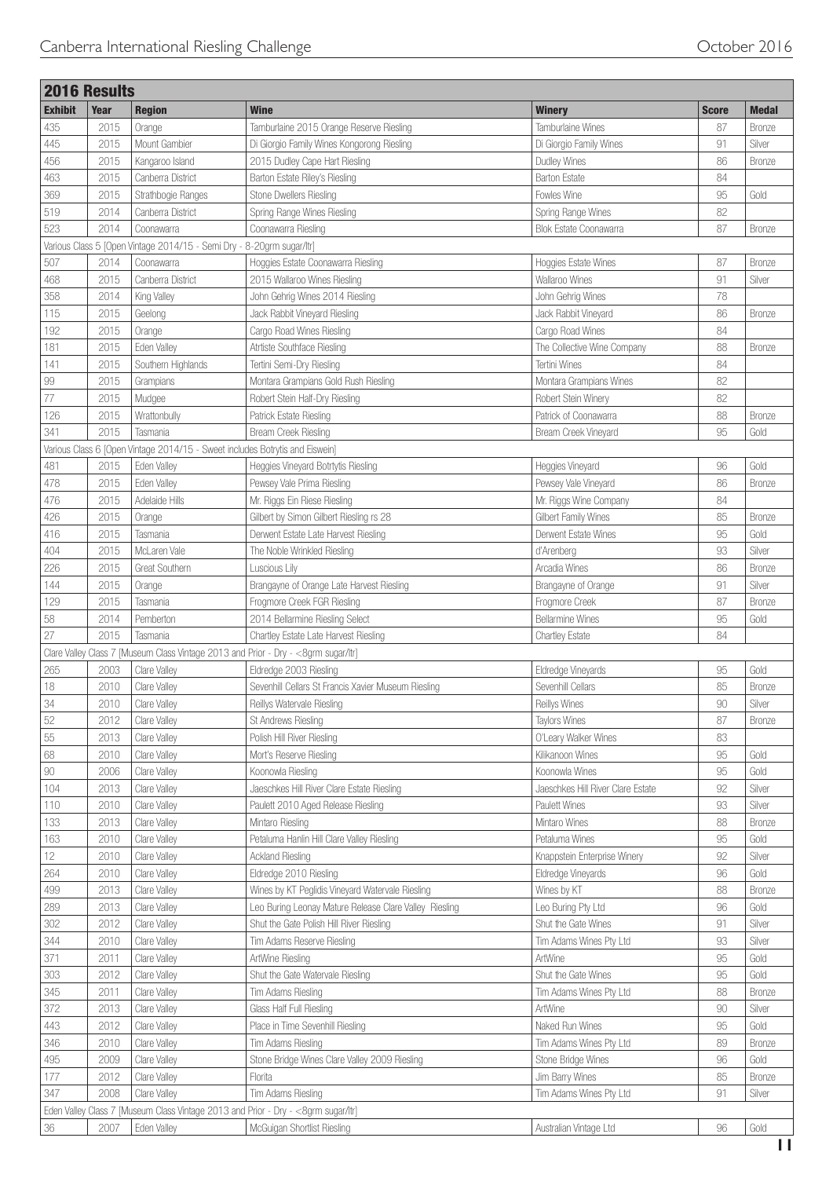## 2016 Results

| Exhibit | Year | Region | Wine | Winery | Score | Medal |
|---|---|---|---|---|---|---|
| 435 | 2015 | Orange | Tamburlaine 2015 Orange Reserve Riesling | Tamburlaine Wines | 87 | Bronze |
| 445 | 2015 | Mount Gambier | Di Giorgio Family Wines Kongorong Riesling | Di Giorgio Family Wines | 91 | Silver |
| 456 | 2015 | Kangaroo Island | 2015 Dudley Cape Hart Riesling | Dudley Wines | 86 | Bronze |
| 463 | 2015 | Canberra District | Barton Estate Riley's Riesling | Barton Estate | 84 | |
| 369 | 2015 | Strathbogie Ranges | Stone Dwellers Riesling | Fowles Wine | 95 | Gold |
| 519 | 2014 | Canberra District | Spring Range Wines Riesling | Spring Range Wines | 82 | |
| 523 | 2014 | Coonawarra | Coonawarra Riesling | Blok Estate Coonawarra | 87 | Bronze |
| Various Class 5 [Open Vintage 2014/15 - Semi Dry - 8-20grm sugar/ltr] | | | | | | |
| 507 | 2014 | Coonawarra | Hoggies Estate Coonawarra Riesling | Hoggies Estate Wines | 87 | Bronze |
| 468 | 2015 | Canberra District | 2015 Wallaroo Wines Riesling | Wallaroo Wines | 91 | Silver |
| 358 | 2014 | King Valley | John Gehrig Wines 2014 Riesling | John Gehrig Wines | 78 | |
| 115 | 2015 | Geelong | Jack Rabbit Vineyard Riesling | Jack Rabbit Vineyard | 86 | Bronze |
| 192 | 2015 | Orange | Cargo Road Wines Riesling | Cargo Road Wines | 84 | |
| 181 | 2015 | Eden Valley | Atriste Southface Riesling | The Collective Wine Company | 88 | Bronze |
| 141 | 2015 | Southern Highlands | Tertini Semi-Dry Riesling | Tertini Wines | 84 | |
| 99 | 2015 | Grampians | Montara Grampians Gold Rush Riesling | Montara Grampians Wines | 82 | |
| 77 | 2015 | Mudgee | Robert Stein Half-Dry Riesling | Robert Stein Winery | 82 | |
| 126 | 2015 | Wrattonbully | Patrick Estate Riesling | Patrick of Coonawarra | 88 | Bronze |
| 341 | 2015 | Tasmania | Bream Creek Riesling | Bream Creek Vineyard | 95 | Gold |
| Various Class 6 [Open Vintage 2014/15 - Sweet includes Botrytis and Eiswein] | | | | | | |
| 481 | 2015 | Eden Valley | Heggies Vineyard Botrytis Riesling | Heggies Vineyard | 96 | Gold |
| 478 | 2015 | Eden Valley | Pewsey Vale Prima Riesling | Pewsey Vale Vineyard | 86 | Bronze |
| 476 | 2015 | Adelaide Hills | Mr. Riggs Ein Riese Riesling | Mr. Riggs Wine Company | 84 | |
| 426 | 2015 | Orange | Gilbert by Simon Gilbert Riesling rs 28 | Gilbert Family Wines | 85 | Bronze |
| 416 | 2015 | Tasmania | Derwent Estate Late Harvest Riesling | Derwent Estate Wines | 95 | Gold |
| 404 | 2015 | McLaren Vale | The Noble Wrinkled Riesling | d'Arenberg | 93 | Silver |
| 226 | 2015 | Great Southern | Luscious Lily | Arcadia Wines | 86 | Bronze |
| 144 | 2015 | Orange | Brangayne of Orange Late Harvest Riesling | Brangayne of Orange | 91 | Silver |
| 129 | 2015 | Tasmania | Frogmore Creek FGR Riesling | Frogmore Creek | 87 | Bronze |
| 58 | 2014 | Pemberton | 2014 Bellarmine Riesling Select | Bellarmine Wines | 95 | Gold |
| 27 | 2015 | Tasmania | Chartley Estate Late Harvest Riesling | Chartley Estate | 84 | |
| Clare Valley Class 7 [Museum Class Vintage 2013 and Prior - Dry - <8grm sugar/ltr] | | | | | | |
| 265 | 2003 | Clare Valley | Eldredge 2003 Riesling | Eldredge Vineyards | 95 | Gold |
| 18 | 2010 | Clare Valley | Sevenhill Cellars St Francis Xavier Museum Riesling | Sevenhill Cellars | 85 | Bronze |
| 34 | 2010 | Clare Valley | Reillys Watervale Riesling | Reillys Wines | 90 | Silver |
| 52 | 2012 | Clare Valley | St Andrews Riesling | Taylors Wines | 87 | Bronze |
| 55 | 2013 | Clare Valley | Polish Hill River Riesling | O'Leary Walker Wines | 83 | |
| 68 | 2010 | Clare Valley | Mort's Reserve Riesling | Kilikanoon Wines | 95 | Gold |
| 90 | 2006 | Clare Valley | Koonowla Riesling | Koonowla Wines | 95 | Gold |
| 104 | 2013 | Clare Valley | Jaeschkes Hill River Clare Estate Riesling | Jaeschkes Hill River Clare Estate | 92 | Silver |
| 110 | 2010 | Clare Valley | Paulett 2010 Aged Release Riesling | Paulett Wines | 93 | Silver |
| 133 | 2013 | Clare Valley | Mintaro Riesling | Mintaro Wines | 88 | Bronze |
| 163 | 2010 | Clare Valley | Petaluma Hanlin Hill Clare Valley Riesling | Petaluma Wines | 95 | Gold |
| 12 | 2010 | Clare Valley | Ackland Riesling | Knappstein Enterprise Winery | 92 | Silver |
| 264 | 2010 | Clare Valley | Eldredge 2010 Riesling | Eldredge Vineyards | 96 | Gold |
| 499 | 2013 | Clare Valley | Wines by KT Peglidis Vineyard Watervale Riesling | Wines by KT | 88 | Bronze |
| 289 | 2013 | Clare Valley | Leo Buring Leonay Mature Release Clare Valley Riesling | Leo Buring Pty Ltd | 96 | Gold |
| 302 | 2012 | Clare Valley | Shut the Gate Polish Hill River Riesling | Shut the Gate Wines | 91 | Silver |
| 344 | 2010 | Clare Valley | Tim Adams Reserve Riesling | Tim Adams Wines Pty Ltd | 93 | Silver |
| 371 | 2011 | Clare Valley | ArtWine Riesling | ArtWine | 95 | Gold |
| 303 | 2012 | Clare Valley | Shut the Gate Watervale Riesling | Shut the Gate Wines | 95 | Gold |
| 345 | 2011 | Clare Valley | Tim Adams Riesling | Tim Adams Wines Pty Ltd | 88 | Bronze |
| 372 | 2013 | Clare Valley | Glass Half Full Riesling | ArtWine | 90 | Silver |
| 443 | 2012 | Clare Valley | Place in Time Sevenhill Riesling | Naked Run Wines | 95 | Gold |
| 346 | 2010 | Clare Valley | Tim Adams Riesling | Tim Adams Wines Pty Ltd | 89 | Bronze |
| 495 | 2009 | Clare Valley | Stone Bridge Wines Clare Valley 2009 Riesling | Stone Bridge Wines | 96 | Gold |
| 177 | 2012 | Clare Valley | Florita | Jim Barry Wines | 85 | Bronze |
| 347 | 2008 | Clare Valley | Tim Adams Riesling | Tim Adams Wines Pty Ltd | 91 | Silver |
| Eden Valley Class 7 [Museum Class Vintage 2013 and Prior - Dry - <8grm sugar/ltr] | | | | | | |
| 36 | 2007 | Eden Valley | McGuigan Shortlist Riesling | Australian Vintage Ltd | 96 | Gold |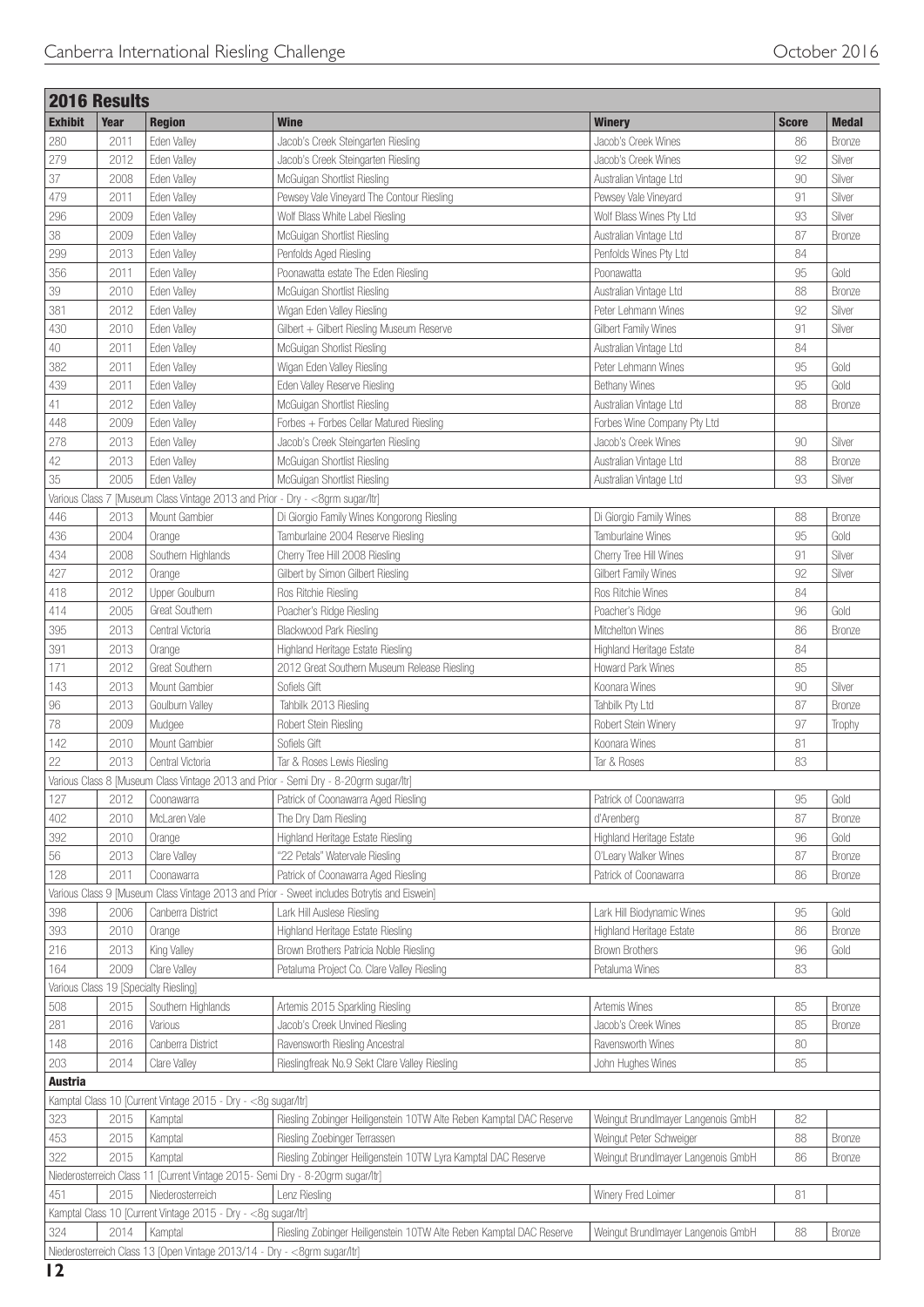| 2016 Results | | | | | | |
|---|---|---|---|---|---|---|
| **Exhibit** | **Year** | **Region** | **Wine** | **Winery** | **Score** | **Medal** |
| 280 | 2011 | Eden Valley | Jacob's Creek Steingarten Riesling | Jacob's Creek Wines | 86 | Bronze |
| 279 | 2012 | Eden Valley | Jacob's Creek Steingarten Riesling | Jacob's Creek Wines | 92 | Silver |
| 37 | 2008 | Eden Valley | McGuigan Shortlist Riesling | Australian Vintage Ltd | 90 | Silver |
| 479 | 2011 | Eden Valley | Pewsey Vale Vineyard The Contour Riesling | Pewsey Vale Vineyard | 91 | Silver |
| 296 | 2009 | Eden Valley | Wolf Blass White Label Riesling | Wolf Blass Wines Pty Ltd | 93 | Silver |
| 38 | 2009 | Eden Valley | McGuigan Shortlist Riesling | Australian Vintage Ltd | 87 | Bronze |
| 299 | 2013 | Eden Valley | Penfolds Aged Riesling | Penfolds Wines Pty Ltd | 84 | |
| 356 | 2011 | Eden Valley | Poonawatta estate The Eden Riesling | Poonawatta | 95 | Gold |
| 39 | 2010 | Eden Valley | McGuigan Shortlist Riesling | Australian Vintage Ltd | 88 | Bronze |
| 381 | 2012 | Eden Valley | Wigan Eden Valley Riesling | Peter Lehmann Wines | 92 | Silver |
| 430 | 2010 | Eden Valley | Gilbert + Gilbert Riesling Museum Reserve | Gilbert Family Wines | 91 | Silver |
| 40 | 2011 | Eden Valley | McGuigan Shorlist Riesling | Australian Vintage Ltd | 84 | |
| 382 | 2011 | Eden Valley | Wigan Eden Valley Riesling | Peter Lehmann Wines | 95 | Gold |
| 439 | 2011 | Eden Valley | Eden Valley Reserve Riesling | Bethany Wines | 95 | Gold |
| 41 | 2012 | Eden Valley | McGuigan Shortlist Riesling | Australian Vintage Ltd | 88 | Bronze |
| 448 | 2009 | Eden Valley | Forbes + Forbes Cellar Matured Riesling | Forbes Wine Company Pty Ltd | | |
| 278 | 2013 | Eden Valley | Jacob's Creek Steingarten Riesling | Jacob's Creek Wines | 90 | Silver |
| 42 | 2013 | Eden Valley | McGuigan Shortlist Riesling | Australian Vintage Ltd | 88 | Bronze |
| 35 | 2005 | Eden Valley | McGuigan Shortlist Riesling | Australian Vintage Ltd | 93 | Silver |
| Various Class 7 [Museum Class Vintage 2013 and Prior - Dry - <8grm sugar/ltr] | | | | | | |
| 446 | 2013 | Mount Gambier | Di Giorgio Family Wines Kongorong Riesling | Di Giorgio Family Wines | 88 | Bronze |
| 436 | 2004 | Orange | Tamburlaine 2004 Reserve Riesling | Tamburlaine Wines | 95 | Gold |
| 434 | 2008 | Southern Highlands | Cherry Tree Hill 2008 Riesling | Cherry Tree Hill Wines | 91 | Silver |
| 427 | 2012 | Orange | Gilbert by Simon Gilbert Riesling | Gilbert Family Wines | 92 | Silver |
| 418 | 2012 | Upper Goulburn | Ros Ritchie Riesling | Ros Ritchie Wines | 84 | |
| 414 | 2005 | Great Southern | Poacher's Ridge Riesling | Poacher's Ridge | 96 | Gold |
| 395 | 2013 | Central Victoria | Blackwood Park Riesling | Mitchelton Wines | 86 | Bronze |
| 391 | 2013 | Orange | Highland Heritage Estate Riesling | Highland Heritage Estate | 84 | |
| 171 | 2012 | Great Southern | 2012 Great Southern Museum Release Riesling | Howard Park Wines | 85 | |
| 143 | 2013 | Mount Gambier | Sofiels Gift | Koonara Wines | 90 | Silver |
| 96 | 2013 | Goulburn Valley | Tahbilk 2013 Riesling | Tahbilk Pty Ltd | 87 | Bronze |
| 78 | 2009 | Mudgee | Robert Stein Riesling | Robert Stein Winery | 97 | Trophy |
| 142 | 2010 | Mount Gambier | Sofiels Gift | Koonara Wines | 81 | |
| 22 | 2013 | Central Victoria | Tar & Roses Lewis Riesling | Tar & Roses | 83 | |
| Various Class 8 [Museum Class Vintage 2013 and Prior - Semi Dry - 8-20grm sugar/ltr] | | | | | | |
| 127 | 2012 | Coonawarra | Patrick of Coonawarra Aged Riesling | Patrick of Coonawarra | 95 | Gold |
| 402 | 2010 | McLaren Vale | The Dry Dam Riesling | d'Arenberg | 87 | Bronze |
| 392 | 2010 | Orange | Highland Heritage Estate Riesling | Highland Heritage Estate | 96 | Gold |
| 56 | 2013 | Clare Valley | "22 Petals" Watervale Riesling | O'Leary Walker Wines | 87 | Bronze |
| 128 | 2011 | Coonawarra | Patrick of Coonawarra Aged Riesling | Patrick of Coonawarra | 86 | Bronze |
| Various Class 9 [Museum Class Vintage 2013 and Prior - Sweet includes Botrytis and Eiswein] | | | | | | |
| 398 | 2006 | Canberra District | Lark Hill Auslese Riesling | Lark Hill Biodynamic Wines | 95 | Gold |
| 393 | 2010 | Orange | Highland Heritage Estate Riesling | Highland Heritage Estate | 86 | Bronze |
| 216 | 2013 | King Valley | Brown Brothers Patricia Noble Riesling | Brown Brothers | 96 | Gold |
| 164 | 2009 | Clare Valley | Petaluma Project Co. Clare Valley Riesling | Petaluma Wines | 83 | |
| Various Class 19 [Specialty Riesling] | | | | | | |
| 508 | 2015 | Southern Highlands | Artemis 2015 Sparkling Riesling | Artemis Wines | 85 | Bronze |
| 281 | 2016 | Various | Jacob's Creek Unvined Riesling | Jacob's Creek Wines | 85 | Bronze |
| 148 | 2016 | Canberra District | Ravensworth Riesling Ancestral | Ravensworth Wines | 80 | |
| 203 | 2014 | Clare Valley | Rieslingfreak No.9 Sekt Clare Valley Riesling | John Hughes Wines | 85 | |
| **Austria** | | | | | | |
| Kamptal Class 10 [Current Vintage 2015 - Dry - <8g sugar/ltr] | | | | | | |
| 323 | 2015 | Kamptal | Riesling Zobinger Heiligenstein 1OTW Alte Reben Kamptal DAC Reserve | Weingut Brundlmayer Langenois GmbH | 82 | |
| 453 | 2015 | Kamptal | Riesling Zoebinger Terrassen | Weingut Peter Schweiger | 88 | Bronze |
| 322 | 2015 | Kamptal | Riesling Zobinger Heiligenstein 1OTW Lyra Kamptal DAC Reserve | Weingut Brundlmayer Langenois GmbH | 86 | Bronze |
| Niederosterreich Class 11 [Current Vintage 2015- Semi Dry - 8-20grm sugar/ltr] | | | | | | |
| 451 | 2015 | Niederosterreich | Lenz Riesling | Winery Fred Loimer | 81 | |
| Kamptal Class 10 [Current Vintage 2015 - Dry - <8g sugar/ltr] | | | | | | |
| 324 | 2014 | Kamptal | Riesling Zobinger Heiligenstein 1OTW Alte Reben Kamptal DAC Reserve | Weingut Brundlmayer Langenois GmbH | 88 | Bronze |
| Niederosterreich Class 13 [Open Vintage 2013/14 - Dry - <8grm sugar/ltr] | | | | | | |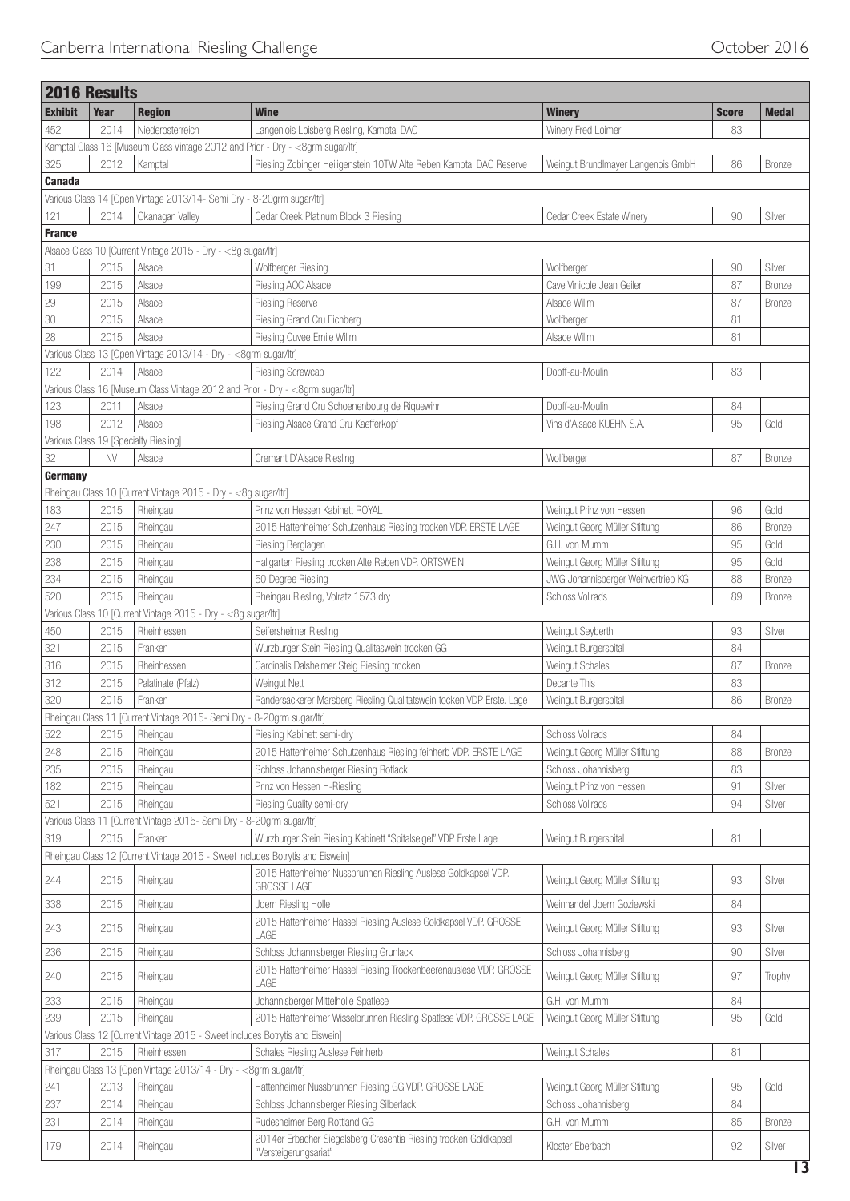## 2016 Results

| Exhibit | Year | Region | Wine | Winery | Score | Medal |
|---|---|---|---|---|---|---|
| 452 | 2014 | Niederosterreich | Langenlois Loisberg Riesling, Kamptal DAC | Winery Fred Loimer | 83 | |
| Kamptal Class 16 [Museum Class Vintage 2012 and Prior - Dry - <8grm sugar/ltr] | | | | | | |
| 325 | 2012 | Kamptal | Riesling Zobinger Heiligenstein 1OTW Alte Reben Kamptal DAC Reserve | Weingut Brundlmayer Langenois GmbH | 86 | Bronze |
| **Canada** | | | | | | |
| Various Class 14 [Open Vintage 2013/14- Semi Dry - 8-20grm sugar/ltr] | | | | | | |
| 121 | 2014 | Okanagan Valley | Cedar Creek Platinum Block 3 Riesling | Cedar Creek Estate Winery | 90 | Silver |
| **France** | | | | | | |
| Alsace Class 10 [Current Vintage 2015 - Dry - <8g sugar/ltr] | | | | | | |
| 31 | 2015 | Alsace | Wolfberger Riesling | Wolfberger | 90 | Silver |
| 199 | 2015 | Alsace | Riesling AOC Alsace | Cave Vinicole Jean Geiler | 87 | Bronze |
| 29 | 2015 | Alsace | Riesling Reserve | Alsace Willm | 87 | Bronze |
| 30 | 2015 | Alsace | Riesling Grand Cru Eichberg | Wolfberger | 81 | |
| 28 | 2015 | Alsace | Riesling Cuvee Emile Willm | Alsace Willm | 81 | |
| Various Class 13 [Open Vintage 2013/14 - Dry - <8grm sugar/ltr] | | | | | | |
| 122 | 2014 | Alsace | Riesling Screwcap | Dopff-au-Moulin | 83 | |
| Various Class 16 [Museum Class Vintage 2012 and Prior - Dry - <8grm sugar/ltr] | | | | | | |
| 123 | 2011 | Alsace | Riesling Grand Cru Schoenenbourg de Riquewihr | Dopff-au-Moulin | 84 | |
| 198 | 2012 | Alsace | Riesling Alsace Grand Cru Kaefferkopf | Vins d'Alsace KUEHN S.A. | 95 | Gold |
| Various Class 19 [Specialty Riesling] | | | | | | |
| 32 | NV | Alsace | Cremant D'Alsace Riesling | Wolfberger | 87 | Bronze |
| **Germany** | | | | | | |
| Rheingau Class 10 [Current Vintage 2015 - Dry - <8g sugar/ltr] | | | | | | |
| 183 | 2015 | Rheingau | Prinz von Hessen Kabinett ROYAL | Weingut Prinz von Hessen | 96 | Gold |
| 247 | 2015 | Rheingau | 2015 Hattenheimer Schutzenhaus Riesling trocken VDP. ERSTE LAGE | Weingut Georg Müller Stiftung | 86 | Bronze |
| 230 | 2015 | Rheingau | Riesling Berglagen | G.H. von Mumm | 95 | Gold |
| 238 | 2015 | Rheingau | Hallgarten Riesling trocken Alte Reben VDP. ORTSWEIN | Weingut Georg Müller Stiftung | 95 | Gold |
| 234 | 2015 | Rheingau | 50 Degree Riesling | JWG Johannisberger Weinvertrieb KG | 88 | Bronze |
| 520 | 2015 | Rheingau | Rheingau Riesling, Volratz 1573 dry | Schloss Vollrads | 89 | Bronze |
| Various Class 10 [Current Vintage 2015 - Dry - <8g sugar/ltr] | | | | | | |
| 450 | 2015 | Rheinhessen | Seifersheimer Riesling | Weingut Seyberth | 93 | Silver |
| 321 | 2015 | Franken | Wurzburger Stein Riesling Qualitaswein trocken GG | Weingut Burgerspital | 84 | |
| 316 | 2015 | Rheinhessen | Cardinalis Dalsheimer Steig Riesling trocken | Weingut Schales | 87 | Bronze |
| 312 | 2015 | Palatinate (Pfalz) | Weingut Nett | Decante This | 83 | |
| 320 | 2015 | Franken | Randersackerer Marsberg Riesling Qualitatswein tocken VDP Erste. Lage | Weingut Burgerspital | 86 | Bronze |
| Rheingau Class 11 [Current Vintage 2015- Semi Dry - 8-20grm sugar/ltr] | | | | | | |
| 522 | 2015 | Rheingau | Riesling Kabinett semi-dry | Schloss Vollrads | 84 | |
| 248 | 2015 | Rheingau | 2015 Hattenheimer Schutzenhaus Riesling feinherb VDP. ERSTE LAGE | Weingut Georg Müller Stiftung | 88 | Bronze |
| 235 | 2015 | Rheingau | Schloss Johannisberger Riesling Rotlack | Schloss Johannisberg | 83 | |
| 182 | 2015 | Rheingau | Prinz von Hessen H-Riesling | Weingut Prinz von Hessen | 91 | Silver |
| 521 | 2015 | Rheingau | Riesling Quality semi-dry | Schloss Vollrads | 94 | Silver |
| Various Class 11 [Current Vintage 2015- Semi Dry - 8-20grm sugar/ltr] | | | | | | |
| 319 | 2015 | Franken | Wurzburger Stein Riesling Kabinett "Spitalseigel" VDP Erste Lage | Weingut Burgerspital | 81 | |
| Rheingau Class 12 [Current Vintage 2015 - Sweet includes Botrytis and Eiswein] | | | | | | |
| 244 | 2015 | Rheingau | 2015 Hattenheimer Nussbrunnen Riesling Auslese Goldkapsel VDP. GROSSE LAGE | Weingut Georg Müller Stiftung | 93 | Silver |
| 338 | 2015 | Rheingau | Joern Riesling Holle | Weinhandel Joern Goziewski | 84 | |
| 243 | 2015 | Rheingau | 2015 Hattenheimer Hassel Riesling Auslese Goldkapsel VDP. GROSSE LAGE | Weingut Georg Müller Stiftung | 93 | Silver |
| 236 | 2015 | Rheingau | Schloss Johannisberger Riesling Grunlack | Schloss Johannisberg | 90 | Silver |
| 240 | 2015 | Rheingau | 2015 Hattenheimer Hassel Riesling Trockenbeerenauslese VDP. GROSSE LAGE | Weingut Georg Müller Stiftung | 97 | Trophy |
| 233 | 2015 | Rheingau | Johannisberger Mittelholle Spatlese | G.H. von Mumm | 84 | |
| 239 | 2015 | Rheingau | 2015 Hattenheimer Wisselbrunnen Riesling Spatlese VDP. GROSSE LAGE | Weingut Georg Müller Stiftung | 95 | Gold |
| Various Class 12 [Current Vintage 2015 - Sweet includes Botrytis and Eiswein] | | | | | | |
| 317 | 2015 | Rheinhessen | Schales Riesling Auslese Feinherb | Weingut Schales | 81 | |
| Rheingau Class 13 [Open Vintage 2013/14 - Dry - <8grm sugar/ltr] | | | | | | |
| 241 | 2013 | Rheingau | Hattenheimer Nussbrunnen Riesling GG VDP. GROSSE LAGE | Weingut Georg Müller Stiftung | 95 | Gold |
| 237 | 2014 | Rheingau | Schloss Johannisberger Riesling Silberlack | Schloss Johannisberg | 84 | |
| 231 | 2014 | Rheingau | Rudesheimer Berg Rottland GG | G.H. von Mumm | 85 | Bronze |
| 179 | 2014 | Rheingau | 2014er Erbacher Siegelsberg Cresentia Riesling trocken Goldkapsel "Versteigerungsariat" | Kloster Eberbach | 92 | Silver |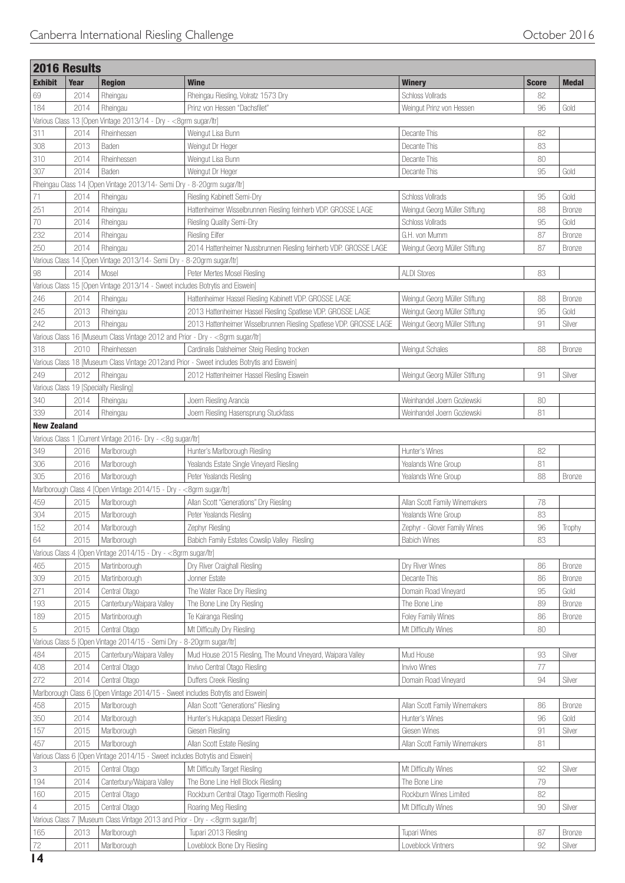## 2016 Results

| Exhibit | Year | Region | Wine | Winery | Score | Medal |
|---|---|---|---|---|---|---|
| 69 | 2014 | Rheingau | Rheingau Riesling, Volratz 1573 Dry | Schloss Vollrads | 82 | |
| 184 | 2014 | Rheingau | Prinz von Hessen "Dachsfilet" | Weingut Prinz von Hessen | 96 | Gold |
| Various Class 13 [Open Vintage 2013/14 - Dry - <8grm sugar/ltr] | | | | | | |
| 311 | 2014 | Rheinhessen | Weingut Lisa Bunn | Decante This | 82 | |
| 308 | 2013 | Baden | Weingut Dr Heger | Decante This | 83 | |
| 310 | 2014 | Rheinhessen | Weingut Lisa Bunn | Decante This | 80 | |
| 307 | 2014 | Baden | Weingut Dr Heger | Decante This | 95 | Gold |
| Rheingau Class 14 [Open Vintage 2013/14- Semi Dry - 8-20grm sugar/ltr] | | | | | | |
| 71 | 2014 | Rheingau | Riesling Kabinett Semi-Dry | Schloss Vollrads | 95 | Gold |
| 251 | 2014 | Rheingau | Hattenheimer Wisselbrunnen Riesling feinherb VDP. GROSSE LAGE | Weingut Georg Müller Stiftung | 88 | Bronze |
| 70 | 2014 | Rheingau | Riesling Quality Semi-Dry | Schloss Vollrads | 95 | Gold |
| 232 | 2014 | Rheingau | Riesling Eilfer | G.H. von Mumm | 87 | Bronze |
| 250 | 2014 | Rheingau | 2014 Hattenheimer Nussbrunnen Riesling feinherb VDP. GROSSE LAGE | Weingut Georg Müller Stiftung | 87 | Bronze |
| Various Class 14 [Open Vintage 2013/14- Semi Dry - 8-20grm sugar/ltr] | | | | | | |
| 98 | 2014 | Mosel | Peter Mertes Mosel Riesling | ALDI Stores | 83 | |
| Various Class 15 [Open Vintage 2013/14 - Sweet includes Botrytis and Eiswein] | | | | | | |
| 246 | 2014 | Rheingau | Hattenheimer Hassel Riesling Kabinett VDP. GROSSE LAGE | Weingut Georg Müller Stiftung | 88 | Bronze |
| 245 | 2013 | Rheingau | 2013 Hattenheimer Hassel Riesling Spatlese VDP. GROSSE LAGE | Weingut Georg Müller Stiftung | 95 | Gold |
| 242 | 2013 | Rheingau | 2013 Hattenheimer Wisselbrunnen Riesling Spatlese VDP. GROSSE LAGE | Weingut Georg Müller Stiftung | 91 | Silver |
| Various Class 16 [Museum Class Vintage 2012 and Prior - Dry - <8grm sugar/ltr] | | | | | | |
| 318 | 2010 | Rheinhessen | Cardinalis Dalsheimer Steig Riesling trocken | Weingut Schales | 88 | Bronze |
| Various Class 18 [Museum Class Vintage 2012and Prior - Sweet includes Botrytis and Eiswein] | | | | | | |
| 249 | 2012 | Rheingau | 2012 Hattenheimer Hassel Riesling Eiswein | Weingut Georg Müller Stiftung | 91 | Silver |
| Various Class 19 [Specialty Riesling] | | | | | | |
| 340 | 2014 | Rheingau | Joern Riesling Arancia | Weinhandel Joern Goziewski | 80 | |
| 339 | 2014 | Rheingau | Joern Riesling Hasensprung Stuckfass | Weinhandel Joern Goziewski | 81 | |
| **New Zealand** | | | | | | |
| Various Class 1 [Current Vintage 2016- Dry - <8g sugar/ltr] | | | | | | |
| 349 | 2016 | Marlborough | Hunter's Marlborough Riesling | Hunter's Wines | 82 | |
| 306 | 2016 | Marlborough | Yealands Estate Single Vineyard Riesling | Yealands Wine Group | 81 | |
| 305 | 2016 | Marlborough | Peter Yealands Riesling | Yealands Wine Group | 88 | Bronze |
| Marlborough Class 4 [Open Vintage 2014/15 - Dry - <8grm sugar/ltr] | | | | | | |
| 459 | 2015 | Marlborough | Allan Scott "Generations" Dry Riesling | Allan Scott Family Winemakers | 78 | |
| 304 | 2015 | Marlborough | Peter Yealands Riesling | Yealands Wine Group | 83 | |
| 152 | 2014 | Marlborough | Zephyr Riesling | Zephyr - Glover Family Wines | 96 | Trophy |
| 64 | 2015 | Marlborough | Babich Family Estates Cowslip Valley Riesling | Babich Wines | 83 | |
| Various Class 4 [Open Vintage 2014/15 - Dry - <8grm sugar/ltr] | | | | | | |
| 465 | 2015 | Martinborough | Dry River Craighall Riesling | Dry River Wines | 86 | Bronze |
| 309 | 2015 | Martinborough | Jonner Estate | Decante This | 86 | Bronze |
| 271 | 2014 | Central Otago | The Water Race Dry Riesling | Domain Road Vineyard | 95 | Gold |
| 193 | 2015 | Canterbury/Waipara Valley | The Bone Line Dry Riesling | The Bone Line | 89 | Bronze |
| 189 | 2015 | Martinborough | Te Kairanga Riesling | Foley Family Wines | 86 | Bronze |
| 5 | 2015 | Central Otago | Mt Difficulty Dry Riesling | Mt Difficulty Wines | 80 | |
| Various Class 5 [Open Vintage 2014/15 - Semi Dry - 8-20grm sugar/ltr] | | | | | | |
| 484 | 2015 | Canterbury/Waipara Valley | Mud House 2015 Riesling, The Mound Vineyard, Waipara Valley | Mud House | 93 | Silver |
| 408 | 2014 | Central Otago | Invivo Central Otago Riesling | Invivo Wines | 77 | |
| 272 | 2014 | Central Otago | Duffers Creek Riesling | Domain Road Vineyard | 94 | Silver |
| Marlborough Class 6 [Open Vintage 2014/15 - Sweet includes Botrytis and Eiswein] | | | | | | |
| 458 | 2015 | Marlborough | Allan Scott "Generations" Riesling | Allan Scott Family Winemakers | 86 | Bronze |
| 350 | 2014 | Marlborough | Hunter's Hukapapa Dessert Riesling | Hunter's Wines | 96 | Gold |
| 157 | 2015 | Marlborough | Giesen Riesling | Giesen Wines | 91 | Silver |
| 457 | 2015 | Marlborough | Allan Scott Estate Riesling | Allan Scott Family Winemakers | 81 | |
| Various Class 6 [Open Vintage 2014/15 - Sweet includes Botrytis and Eiswein] | | | | | | |
| 3 | 2015 | Central Otago | Mt Difficulty Target Riesling | Mt Difficulty Wines | 92 | Silver |
| 194 | 2014 | Canterbury/Waipara Valley | The Bone Line Hell Block Riesling | The Bone Line | 79 | |
| 160 | 2015 | Central Otago | Rockburn Central Otago Tigermoth Riesling | Rockburn Wines Limited | 82 | |
| 4 | 2015 | Central Otago | Roaring Meg Riesling | Mt Difficulty Wines | 90 | Silver |
| Various Class 7 [Museum Class Vintage 2013 and Prior - Dry - <8grm sugar/ltr] | | | | | | |
| 165 | 2013 | Marlborough | Tupari 2013 Riesling | Tupari Wines | 87 | Bronze |
| 72 | 2011 | Marlborough | Loveblock Bone Dry Riesling | Loveblock Vintners | 92 | Silver |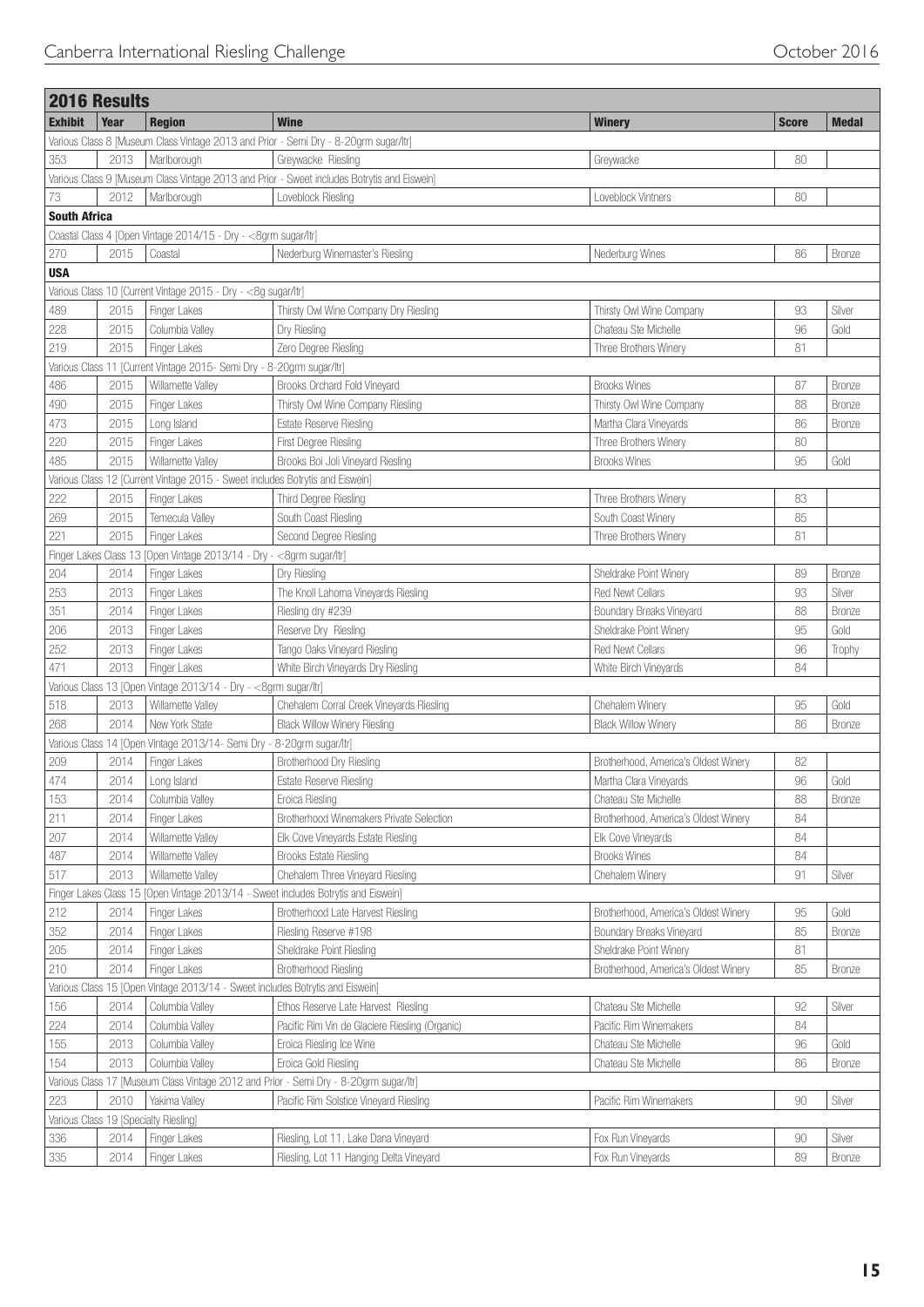| 2016 Results | | | | | | |
|---|---|---|---|---|---|---|
| **Exhibit** | **Year** | **Region** | **Wine** | **Winery** | **Score** | **Medal** |
| Various Class 8 [Museum Class Vintage 2013 and Prior - Semi Dry - 8-20grm sugar/ltr] | | | | | | |
| 353 | 2013 | Marlborough | Greywacke Riesling | Greywacke | 80 | |
| Various Class 9 [Museum Class Vintage 2013 and Prior - Sweet includes Botrytis and Eiswein] | | | | | | |
| 73 | 2012 | Marlborough | Loveblock Riesling | Loveblock Vintners | 80 | |
| **South Africa** | | | | | | |
| Coastal Class 4 [Open Vintage 2014/15 - Dry - <8grm sugar/ltr] | | | | | | |
| 270 | 2015 | Coastal | Nederburg Winemaster's Riesling | Nederburg Wines | 86 | Bronze |
| **USA** | | | | | | |
| Various Class 10 [Current Vintage 2015 - Dry - <8g sugar/ltr] | | | | | | |
| 489 | 2015 | Finger Lakes | Thirsty Owl Wine Company Dry Riesling | Thirsty Owl Wine Company | 93 | Silver |
| 228 | 2015 | Columbia Valley | Dry Riesling | Chateau Ste Michelle | 96 | Gold |
| 219 | 2015 | Finger Lakes | Zero Degree Riesling | Three Brothers Winery | 81 | |
| Various Class 11 [Current Vintage 2015- Semi Dry - 8-20grm sugar/ltr] | | | | | | |
| 486 | 2015 | Willamette Valley | Brooks Orchard Fold Vineyard | Brooks Wines | 87 | Bronze |
| 490 | 2015 | Finger Lakes | Thirsty Owl Wine Company Riesling | Thirsty Owl Wine Company | 88 | Bronze |
| 473 | 2015 | Long Island | Estate Reserve Riesling | Martha Clara Vineyards | 86 | Bronze |
| 220 | 2015 | Finger Lakes | First Degree Riesling | Three Brothers Winery | 80 | |
| 485 | 2015 | Willamette Valley | Brooks Boi Joli Vineyard Riesling | Brooks Wines | 95 | Gold |
| Various Class 12 [Current Vintage 2015 - Sweet includes Botrytis and Eiswein] | | | | | | |
| 222 | 2015 | Finger Lakes | Third Degree Riesling | Three Brothers Winery | 83 | |
| 269 | 2015 | Temecula Valley | South Coast Riesling | South Coast Winery | 85 | |
| 221 | 2015 | Finger Lakes | Second Degree Riesling | Three Brothers Winery | 81 | |
| Finger Lakes Class 13 [Open Vintage 2013/14 - Dry - <8grm sugar/ltr] | | | | | | |
| 204 | 2014 | Finger Lakes | Dry Riesling | Sheldrake Point Winery | 89 | Bronze |
| 253 | 2013 | Finger Lakes | The Knoll Lahoma Vineyards Riesling | Red Newt Cellars | 93 | Silver |
| 351 | 2014 | Finger Lakes | Riesling dry #239 | Boundary Breaks Vineyard | 88 | Bronze |
| 206 | 2013 | Finger Lakes | Reserve Dry Riesling | Sheldrake Point Winery | 95 | Gold |
| 252 | 2013 | Finger Lakes | Tango Oaks Vineyard Riesling | Red Newt Cellars | 96 | Trophy |
| 471 | 2013 | Finger Lakes | White Birch Vineyards Dry Riesling | White Birch Vineyards | 84 | |
| Various Class 13 [Open Vintage 2013/14 - Dry - <8grm sugar/ltr] | | | | | | |
| 518 | 2013 | Willamette Valley | Chehalem Corral Creek Vineyards Riesling | Chehalem Winery | 95 | Gold |
| 268 | 2014 | New York State | Black Willow Winery Riesling | Black Willow Winery | 86 | Bronze |
| Various Class 14 [Open Vintage 2013/14- Semi Dry - 8-20grm sugar/ltr] | | | | | | |
| 209 | 2014 | Finger Lakes | Brotherhood Dry Riesling | Brotherhood, America's Oldest Winery | 82 | |
| 474 | 2014 | Long Island | Estate Reserve Riesling | Martha Clara Vineyards | 96 | Gold |
| 153 | 2014 | Columbia Valley | Eroica Riesling | Chateau Ste Michelle | 88 | Bronze |
| 211 | 2014 | Finger Lakes | Brotherhood Winemakers Private Selection | Brotherhood, America's Oldest Winery | 84 | |
| 207 | 2014 | Willamette Valley | Elk Cove Vineyards Estate Riesling | Elk Cove Vineyards | 84 | |
| 487 | 2014 | Willamette Valley | Brooks Estate Riesling | Brooks Wines | 84 | |
| 517 | 2013 | Willamette Valley | Chehalem Three Vineyard Riesling | Chehalem Winery | 91 | Silver |
| Finger Lakes Class 15 [Open Vintage 2013/14 - Sweet includes Botrytis and Eiswein] | | | | | | |
| 212 | 2014 | Finger Lakes | Brotherhood Late Harvest Riesling | Brotherhood, America's Oldest Winery | 95 | Gold |
| 352 | 2014 | Finger Lakes | Riesling Reserve #198 | Boundary Breaks Vineyard | 85 | Bronze |
| 205 | 2014 | Finger Lakes | Sheldrake Point Riesling | Sheldrake Point Winery | 81 | |
| 210 | 2014 | Finger Lakes | Brotherhood Riesling | Brotherhood, America's Oldest Winery | 85 | Bronze |
| Various Class 15 [Open Vintage 2013/14 - Sweet includes Botrytis and Eiswein] | | | | | | |
| 156 | 2014 | Columbia Valley | Ethos Reserve Late Harvest Riesling | Chateau Ste Michelle | 92 | Silver |
| 224 | 2014 | Columbia Valley | Pacific Rim Vin de Glaciere Riesling (Organic) | Pacific Rim Winemakers | 84 | |
| 155 | 2013 | Columbia Valley | Eroica Riesling Ice Wine | Chateau Ste Michelle | 96 | Gold |
| 154 | 2013 | Columbia Valley | Eroica Gold Riesling | Chateau Ste Michelle | 86 | Bronze |
| Various Class 17 [Museum Class Vintage 2012 and Prior - Semi Dry - 8-20grm sugar/ltr] | | | | | | |
| 223 | 2010 | Yakima Valley | Pacific Rim Solstice Vineyard Riesling | Pacific Rim Winemakers | 90 | Silver |
| Various Class 19 [Specialty Riesling] | | | | | | |
| 336 | 2014 | Finger Lakes | Riesling, Lot 11, Lake Dana Vineyard | Fox Run Vineyards | 90 | Silver |
| 335 | 2014 | Finger Lakes | Riesling, Lot 11 Hanging Delta Vineyard | Fox Run Vineyards | 89 | Bronze |